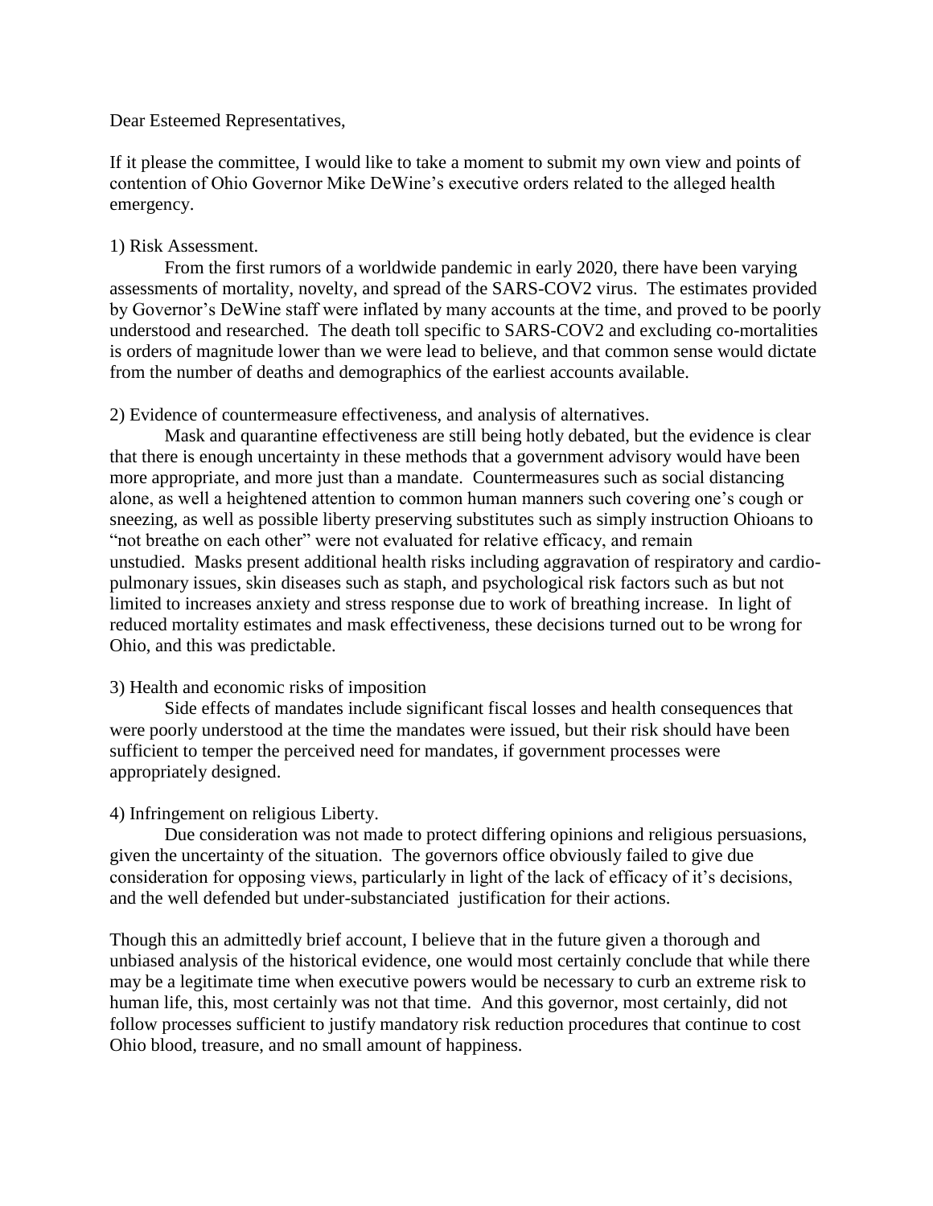Dear Esteemed Representatives,

If it please the committee, I would like to take a moment to submit my own view and points of contention of Ohio Governor Mike DeWine's executive orders related to the alleged health emergency.

1) Risk Assessment.

From the first rumors of a worldwide pandemic in early 2020, there have been varying assessments of mortality, novelty, and spread of the SARS-COV2 virus. The estimates provided by Governor's DeWine staff were inflated by many accounts at the time, and proved to be poorly understood and researched. The death toll specific to SARS-COV2 and excluding co-mortalities is orders of magnitude lower than we were lead to believe, and that common sense would dictate from the number of deaths and demographics of the earliest accounts available.

2) Evidence of countermeasure effectiveness, and analysis of alternatives.

Mask and quarantine effectiveness are still being hotly debated, but the evidence is clear that there is enough uncertainty in these methods that a government advisory would have been more appropriate, and more just than a mandate. Countermeasures such as social distancing alone, as well a heightened attention to common human manners such covering one's cough or sneezing, as well as possible liberty preserving substitutes such as simply instruction Ohioans to "not breathe on each other" were not evaluated for relative efficacy, and remain unstudied. Masks present additional health risks including aggravation of respiratory and cardio-pulmonary issues, skin diseases such as staph, and psychological risk factors such as but not limited to increases anxiety and stress response due to work of breathing increase. In light of reduced mortality estimates and mask effectiveness, these decisions turned out to be wrong for Ohio, and this was predictable.

3) Health and economic risks of imposition

Side effects of mandates include significant fiscal losses and health consequences that were poorly understood at the time the mandates were issued, but their risk should have been sufficient to temper the perceived need for mandates, if government processes were appropriately designed.

4) Infringement on religious Liberty.

Due consideration was not made to protect differing opinions and religious persuasions, given the uncertainty of the situation. The governors office obviously failed to give due consideration for opposing views, particularly in light of the lack of efficacy of it's decisions, and the well defended but under-substanciated justification for their actions.

Though this an admittedly brief account, I believe that in the future given a thorough and unbiased analysis of the historical evidence, one would most certainly conclude that while there may be a legitimate time when executive powers would be necessary to curb an extreme risk to human life, this, most certainly was not that time. And this governor, most certainly, did not follow processes sufficient to justify mandatory risk reduction procedures that continue to cost Ohio blood, treasure, and no small amount of happiness.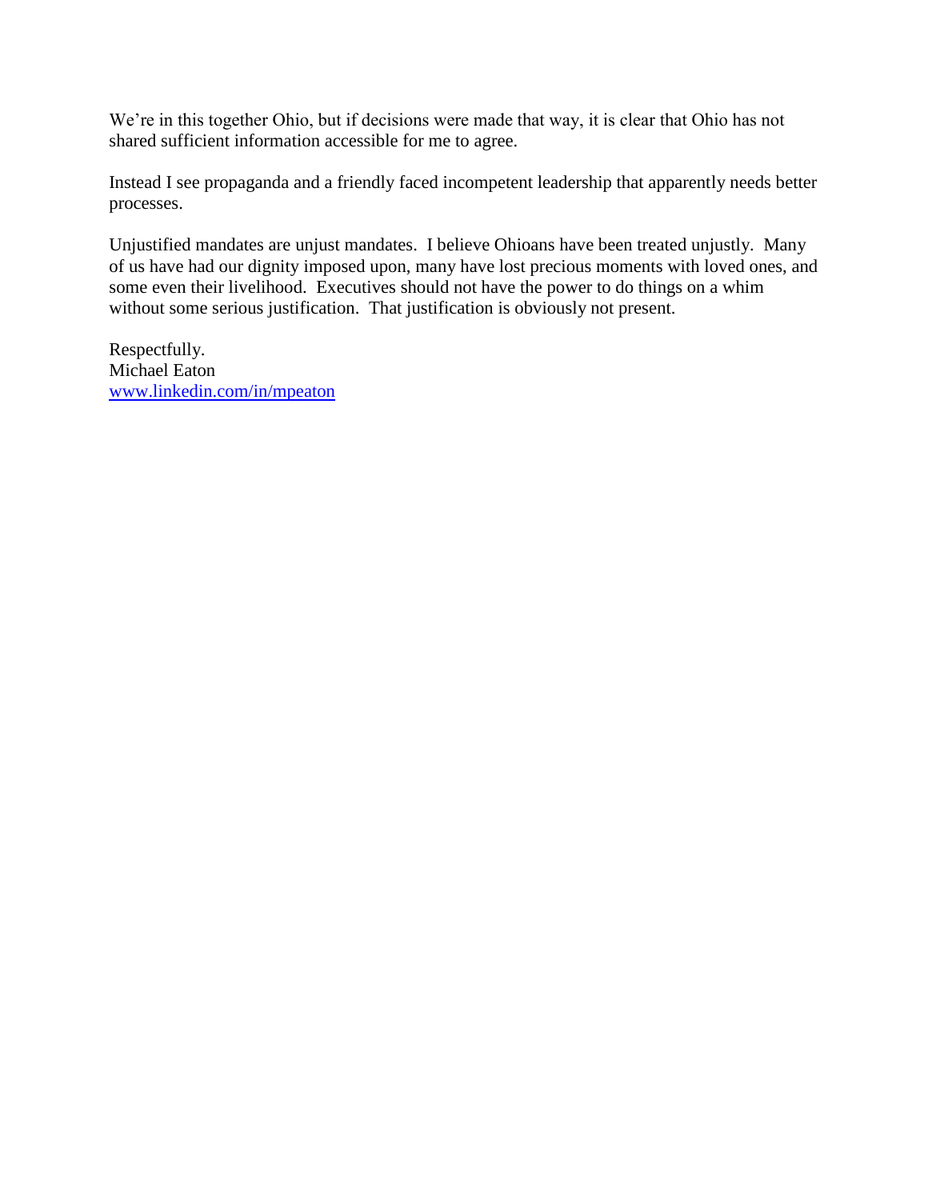We're in this together Ohio, but if decisions were made that way, it is clear that Ohio has not shared sufficient information accessible for me to agree.

Instead I see propaganda and a friendly faced incompetent leadership that apparently needs better processes.

Unjustified mandates are unjust mandates. I believe Ohioans have been treated unjustly. Many of us have had our dignity imposed upon, many have lost precious moments with loved ones, and some even their livelihood. Executives should not have the power to do things on a whim without some serious justification. That justification is obviously not present.

Respectfully.
Michael Eaton
[www.linkedin.com/in/mpeaton](http://www.linkedin.com/in/mpeaton)